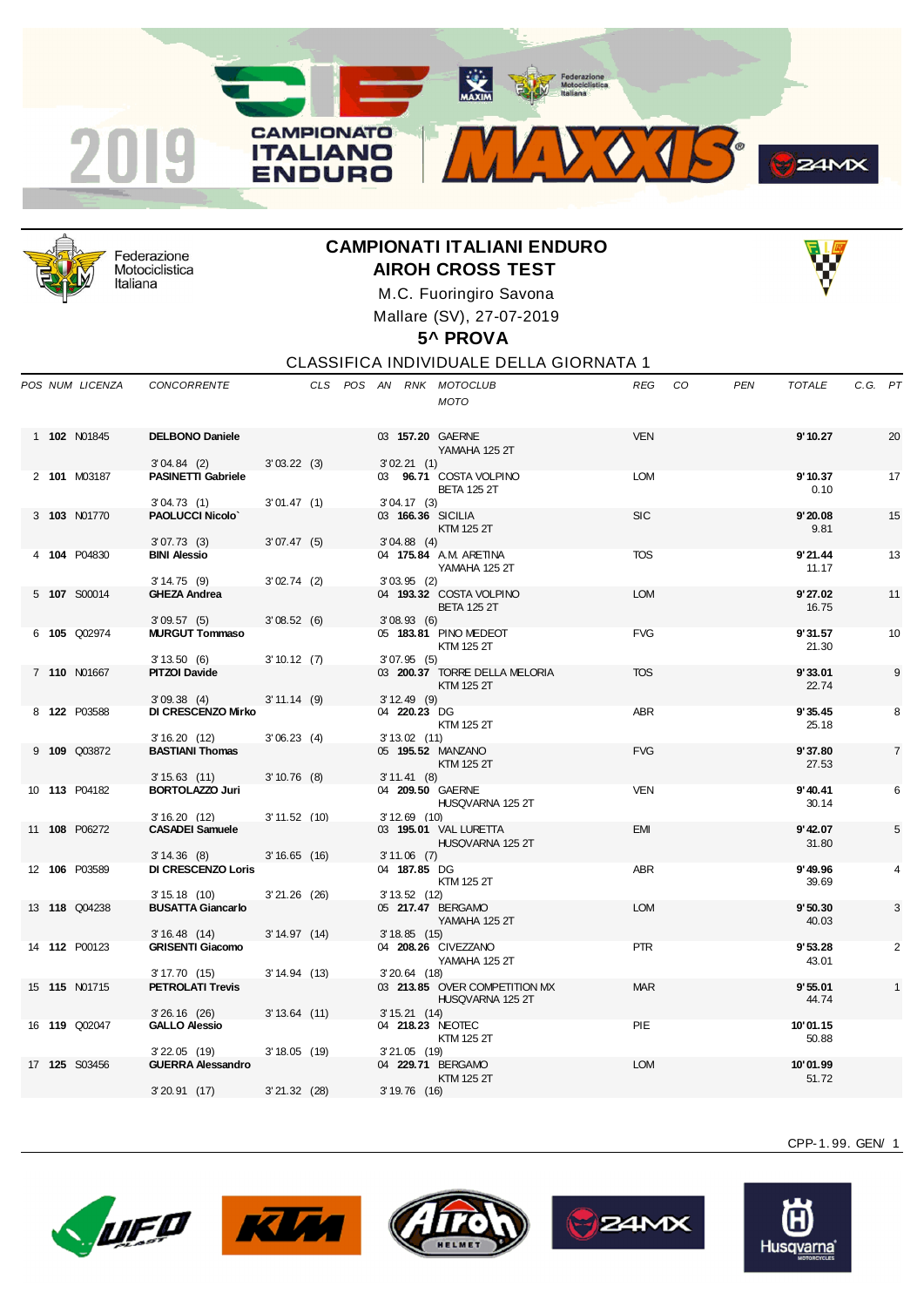# CAMPIONATI ITALIANI ENDURO

## AIROH CROSS TEST

M.C. Fuoringiro Savona

Mallare (SV), 27-07-2019

**5^ PROVA**

CLASSIFICA INDIVIDUALE DELLA GIORNATA 1

| POS | NUM | LICENZA | CONCORRENTE | CLS | POS | AN | RNK | MOTOCLUB / MOTO | REG | CO | PEN | TOTALE | C.G. | PT |
|---|---|---|---|---|---|---|---|---|---|---|---|---|---|---|
| 1 | **102** | N01845 | **DELBONO Daniele** | | | 03 | **157.20** | GAERNE / YAMAHA 125 2T | VEN | | | **9'10.27** | | 20 |
| | | | 3'04.84 (2) | 3'03.22 (3) | | 3'02.21 (1) | | | | | | | | |
| 2 | **101** | M03187 | **PASINETTI Gabriele** | | | 03 | **96.71** | COSTA VOLPINO / BETA 125 2T | LOM | | | **9'10.37** 0.10 | | 17 |
| | | | 3'04.73 (1) | 3'01.47 (1) | | 3'04.17 (3) | | | | | | | | |
| 3 | **103** | N01770 | **PAOLUCCI Nicolo`** | | | 03 | **166.36** | SICILIA / KTM 125 2T | SIC | | | **9'20.08** 9.81 | | 15 |
| | | | 3'07.73 (3) | 3'07.47 (5) | | 3'04.88 (4) | | | | | | | | |
| 4 | **104** | P04830 | **BINI Alessio** | | | 04 | **175.84** | A.M. ARETINA / YAMAHA 125 2T | TOS | | | **9'21.44** 11.17 | | 13 |
| | | | 3'14.75 (9) | 3'02.74 (2) | | 3'03.95 (2) | | | | | | | | |
| 5 | **107** | S00014 | **GHEZA Andrea** | | | 04 | **193.32** | COSTA VOLPINO / BETA 125 2T | LOM | | | **9'27.02** 16.75 | | 11 |
| | | | 3'09.57 (5) | 3'08.52 (6) | | 3'08.93 (6) | | | | | | | | |
| 6 | **105** | Q02974 | **MURGUT Tommaso** | | | 05 | **183.81** | PINO MEDEOT / KTM 125 2T | FVG | | | **9'31.57** 21.30 | | 10 |
| | | | 3'13.50 (6) | 3'10.12 (7) | | 3'07.95 (5) | | | | | | | | |
| 7 | **110** | N01667 | **PITZOI Davide** | | | 03 | **200.37** | TORRE DELLA MELORIA / KTM 125 2T | TOS | | | **9'33.01** 22.74 | | 9 |
| | | | 3'09.38 (4) | 3'11.14 (9) | | 3'12.49 (9) | | | | | | | | |
| 8 | **122** | P03588 | **DI CRESCENZO Mirko** | | | 04 | **220.23** | DG / KTM 125 2T | ABR | | | **9'35.45** 25.18 | | 8 |
| | | | 3'16.20 (12) | 3'06.23 (4) | | 3'13.02 (11) | | | | | | | | |
| 9 | **109** | Q03872 | **BASTIANI Thomas** | | | 05 | **195.52** | MANZANO / KTM 125 2T | FVG | | | **9'37.80** 27.53 | | 7 |
| | | | 3'15.63 (11) | 3'10.76 (8) | | 3'11.41 (8) | | | | | | | | |
| 10 | **113** | P04182 | **BORTOLAZZO Juri** | | | 04 | **209.50** | GAERNE / HUSQVARNA 125 2T | VEN | | | **9'40.41** 30.14 | | 6 |
| | | | 3'16.20 (12) | 3'11.52 (10) | | 3'12.69 (10) | | | | | | | | |
| 11 | **108** | P06272 | **CASADEI Samuele** | | | 03 | **195.01** | VAL LURETTA / HUSQVARNA 125 2T | EMI | | | **9'42.07** 31.80 | | 5 |
| | | | 3'14.36 (8) | 3'16.65 (16) | | 3'11.06 (7) | | | | | | | | |
| 12 | **106** | P03589 | **DI CRESCENZO Loris** | | | 04 | **187.85** | DG / KTM 125 2T | ABR | | | **9'49.96** 39.69 | | 4 |
| | | | 3'15.18 (10) | 3'21.26 (26) | | 3'13.52 (12) | | | | | | | | |
| 13 | **118** | Q04238 | **BUSATTA Giancarlo** | | | 05 | **217.47** | BERGAMO / YAMAHA 125 2T | LOM | | | **9'50.30** 40.03 | | 3 |
| | | | 3'16.48 (14) | 3'14.97 (14) | | 3'18.85 (15) | | | | | | | | |
| 14 | **112** | P00123 | **GRISENTI Giacomo** | | | 04 | **208.26** | CIVEZZANO / YAMAHA 125 2T | PTR | | | **9'53.28** 43.01 | | 2 |
| | | | 3'17.70 (15) | 3'14.94 (13) | | 3'20.64 (18) | | | | | | | | |
| 15 | **115** | N01715 | **PETROLATI Trevis** | | | 03 | **213.85** | OVER COMPETITION MX / HUSQVARNA 125 2T | MAR | | | **9'55.01** 44.74 | | 1 |
| | | | 3'26.16 (26) | 3'13.64 (11) | | 3'15.21 (14) | | | | | | | | |
| 16 | **119** | Q02047 | **GALLO Alessio** | | | 04 | **218.23** | NEOTEC / KTM 125 2T | PIE | | | **10'01.15** 50.88 | | |
| | | | 3'22.05 (19) | 3'18.05 (19) | | 3'21.05 (19) | | | | | | | | |
| 17 | **125** | S03456 | **GUERRA Alessandro** | | | 04 | **229.71** | BERGAMO / KTM 125 2T | LOM | | | **10'01.99** 51.72 | | |
| | | | 3'20.91 (17) | 3'21.32 (28) | | 3'19.76 (16) | | | | | | | | |

CPP-1.99. GEN/ 1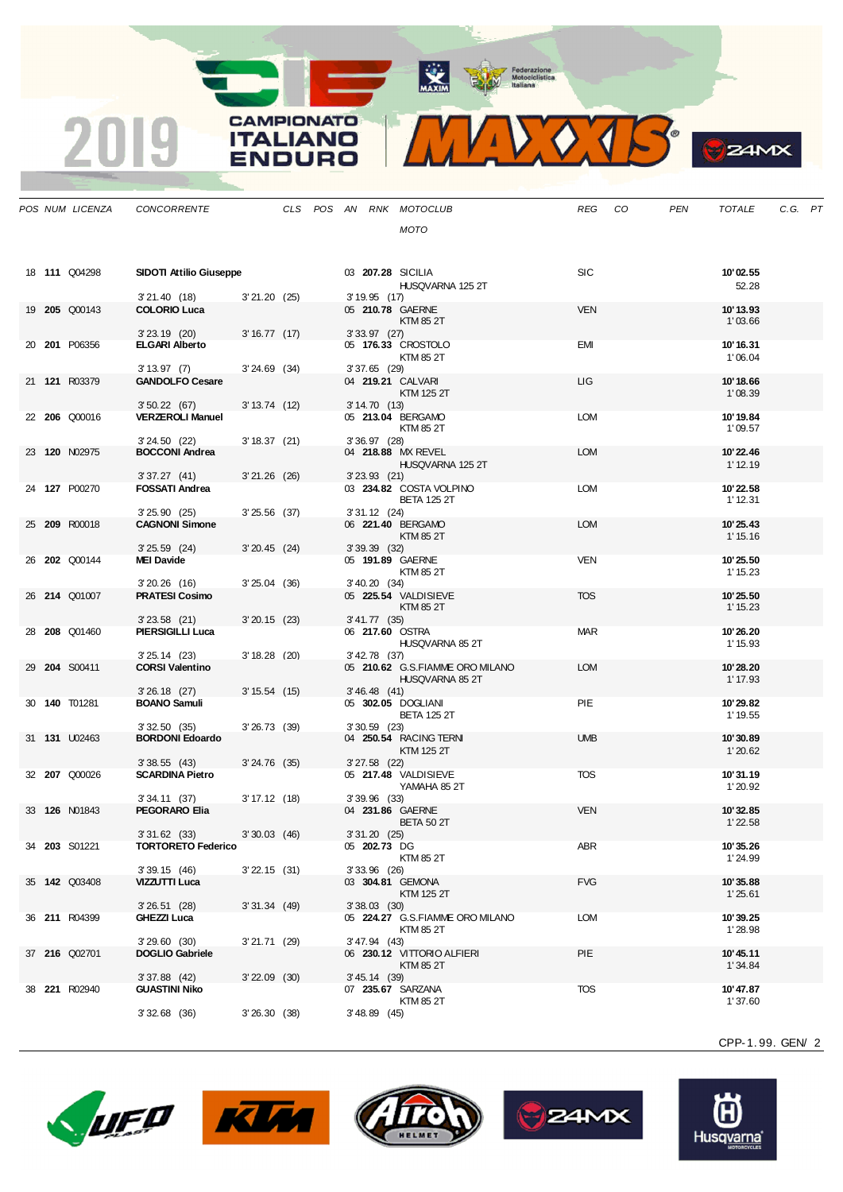| POS | NUM | LICENZA | CONCORRENTE | CLS | POS | AN | RNK | MOTOCLUB / MOTO | REG | CO | PEN | TOTALE | C.G. | PT |
|---|---|---|---|---|---|---|---|---|---|---|---|---|---|---|
| 18 | **111** | Q04298 | **SIDOTI Attilio Giuseppe** | | | 03 | **207.28** | SICILIA / HUSQVARNA 125 2T | SIC | | | **10'02.55** / 52.28 | | |
| | | | 3'21.40 (18) | 3'21.20 (25) | | | 3'19.95 (17) | | | | | | | |
| 19 | **205** | Q00143 | **COLORIO Luca** | | | 05 | **210.78** | GAERNE / KTM 85 2T | VEN | | | **10'13.93** / 1'03.66 | | |
| | | | 3'23.19 (20) | 3'16.77 (17) | | | 3'33.97 (27) | | | | | | | |
| 20 | **201** | P06356 | **ELGARI Alberto** | | | 05 | **176.33** | CROSTOLO / KTM 85 2T | EMI | | | **10'16.31** / 1'06.04 | | |
| | | | 3'13.97 (7) | 3'24.69 (34) | | | 3'37.65 (29) | | | | | | | |
| 21 | **121** | R03379 | **GANDOLFO Cesare** | | | 04 | **219.21** | CALVARI / KTM 125 2T | LIG | | | **10'18.66** / 1'08.39 | | |
| | | | 3'50.22 (67) | 3'13.74 (12) | | | 3'14.70 (13) | | | | | | | |
| 22 | **206** | Q00016 | **VERZEROLI Manuel** | | | 05 | **213.04** | BERGAMO / KTM 85 2T | LOM | | | **10'19.84** / 1'09.57 | | |
| | | | 3'24.50 (22) | 3'18.37 (21) | | | 3'36.97 (28) | | | | | | | |
| 23 | **120** | N02975 | **BOCCONI Andrea** | | | 04 | **218.88** | MX REVEL / HUSQVARNA 125 2T | LOM | | | **10'22.46** / 1'12.19 | | |
| | | | 3'37.27 (41) | 3'21.26 (26) | | | 3'23.93 (21) | | | | | | | |
| 24 | **127** | P00270 | **FOSSATI Andrea** | | | 03 | **234.82** | COSTA VOLPINO / BETA 125 2T | LOM | | | **10'22.58** / 1'12.31 | | |
| | | | 3'25.90 (25) | 3'25.56 (37) | | | 3'31.12 (24) | | | | | | | |
| 25 | **209** | R00018 | **CAGNONI Simone** | | | 06 | **221.40** | BERGAMO / KTM 85 2T | LOM | | | **10'25.43** / 1'15.16 | | |
| | | | 3'25.59 (24) | 3'20.45 (24) | | | 3'39.39 (32) | | | | | | | |
| 26 | **202** | Q00144 | **MEI Davide** | | | 05 | **191.89** | GAERNE / KTM 85 2T | VEN | | | **10'25.50** / 1'15.23 | | |
| | | | 3'20.26 (16) | 3'25.04 (36) | | | 3'40.20 (34) | | | | | | | |
| 26 | **214** | Q01007 | **PRATESI Cosimo** | | | 05 | **225.54** | VALDISIEVE / KTM 85 2T | TOS | | | **10'25.50** / 1'15.23 | | |
| | | | 3'23.58 (21) | 3'20.15 (23) | | | 3'41.77 (35) | | | | | | | |
| 28 | **208** | Q01460 | **PIERSIGILLI Luca** | | | 06 | **217.60** | OSTRA / HUSQVARNA 85 2T | MAR | | | **10'26.20** / 1'15.93 | | |
| | | | 3'25.14 (23) | 3'18.28 (20) | | | 3'42.78 (37) | | | | | | | |
| 29 | **204** | S00411 | **CORSI Valentino** | | | 05 | **210.62** | G.S.FIAMME ORO MILANO / HUSQVARNA 85 2T | LOM | | | **10'28.20** / 1'17.93 | | |
| | | | 3'26.18 (27) | 3'15.54 (15) | | | 3'46.48 (41) | | | | | | | |
| 30 | **140** | T01281 | **BOANO Samuli** | | | 05 | **302.05** | DOGLIANI / BETA 125 2T | PIE | | | **10'29.82** / 1'19.55 | | |
| | | | 3'32.50 (35) | 3'26.73 (39) | | | 3'30.59 (23) | | | | | | | |
| 31 | **131** | U02463 | **BORDONI Edoardo** | | | 04 | **250.54** | RACING TERNI / KTM 125 2T | UMB | | | **10'30.89** / 1'20.62 | | |
| | | | 3'38.55 (43) | 3'24.76 (35) | | | 3'27.58 (22) | | | | | | | |
| 32 | **207** | Q00026 | **SCARDINA Pietro** | | | 05 | **217.48** | VALDISIEVE / YAMAHA 85 2T | TOS | | | **10'31.19** / 1'20.92 | | |
| | | | 3'34.11 (37) | 3'17.12 (18) | | | 3'39.96 (33) | | | | | | | |
| 33 | **126** | N01843 | **PEGORARO Elia** | | | 04 | **231.86** | GAERNE / BETA 50 2T | VEN | | | **10'32.85** / 1'22.58 | | |
| | | | 3'31.62 (33) | 3'30.03 (46) | | | 3'31.20 (25) | | | | | | | |
| 34 | **203** | S01221 | **TORTORETO Federico** | | | 05 | **202.73** | DG / KTM 85 2T | ABR | | | **10'35.26** / 1'24.99 | | |
| | | | 3'39.15 (46) | 3'22.15 (31) | | | 3'33.96 (26) | | | | | | | |
| 35 | **142** | Q03408 | **VIZZUTTI Luca** | | | 03 | **304.81** | GEMONA / KTM 125 2T | FVG | | | **10'35.88** / 1'25.61 | | |
| | | | 3'26.51 (28) | 3'31.34 (49) | | | 3'38.03 (30) | | | | | | | |
| 36 | **211** | R04399 | **GHEZZI Luca** | | | 05 | **224.27** | G.S.FIAMME ORO MILANO / KTM 85 2T | LOM | | | **10'39.25** / 1'28.98 | | |
| | | | 3'29.60 (30) | 3'21.71 (29) | | | 3'47.94 (43) | | | | | | | |
| 37 | **216** | Q02701 | **DOGLIO Gabriele** | | | 06 | **230.12** | VITTORIO ALFIERI / KTM 85 2T | PIE | | | **10'45.11** / 1'34.84 | | |
| | | | 3'37.88 (42) | 3'22.09 (30) | | | 3'45.14 (39) | | | | | | | |
| 38 | **221** | R02940 | **GUASTINI Niko** | | | 07 | **235.67** | SARZANA / KTM 85 2T | TOS | | | **10'47.87** / 1'37.60 | | |
| | | | 3'32.68 (36) | 3'26.30 (38) | | | 3'48.89 (45) | | | | | | | |

CPP-1.99. GEN/ 2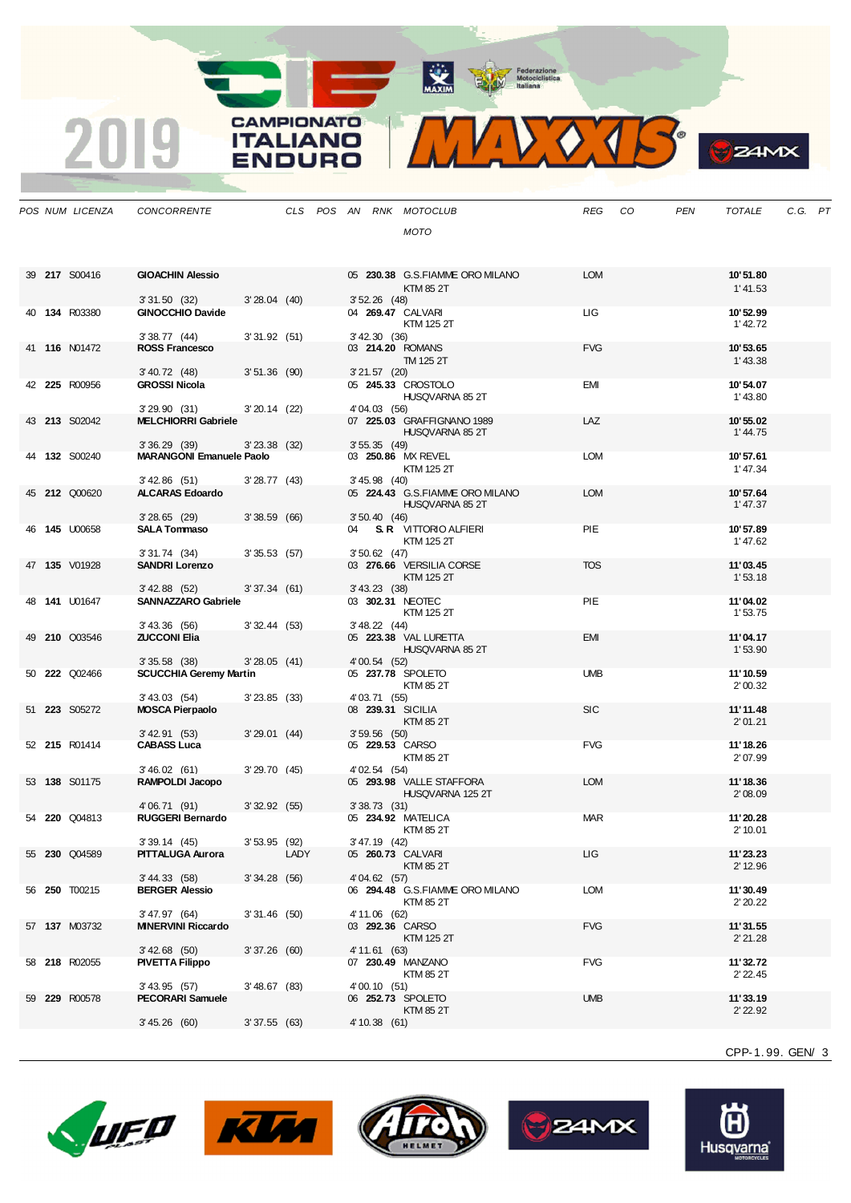# 2019 CAMPIONATO ITALIANO ENDURO MAXXIS

| POS | NUM | LICENZA | CONCORRENTE | CLS | POS | AN | RNK | MOTOCLUB / MOTO | REG | CO | PEN | TOTALE | C.G. | PT |
|---|---|---|---|---|---|---|---|---|---|---|---|---|---|---|
| 39 | **217** | S00416 | **GIOACHIN Alessio** |  |  | 05 | **230.38** | G.S.FIAMME ORO MILANO / KTM 85 2T | LOM |  |  | **10'51.80** / 1'41.53 |  |  |
|  |  |  | 3'31.50 (32) | 3'28.04 (40) |  | 3'52.26 (48) |  |  |  |  |  |  |  |  |
| 40 | **134** | R03380 | **GINOCCHIO Davide** |  |  | 04 | **269.47** | CALVARI / KTM 125 2T | LIG |  |  | **10'52.99** / 1'42.72 |  |  |
|  |  |  | 3'38.77 (44) | 3'31.92 (51) |  | 3'42.30 (36) |  |  |  |  |  |  |  |  |
| 41 | **116** | N01472 | **ROSS Francesco** |  |  | 03 | **214.20** | ROMANS / TM 125 2T | FVG |  |  | **10'53.65** / 1'43.38 |  |  |
|  |  |  | 3'40.72 (48) | 3'51.36 (90) |  | 3'21.57 (20) |  |  |  |  |  |  |  |  |
| 42 | **225** | R00956 | **GROSSI Nicola** |  |  | 05 | **245.33** | CROSTOLO / HUSQVARNA 85 2T | EMI |  |  | **10'54.07** / 1'43.80 |  |  |
|  |  |  | 3'29.90 (31) | 3'20.14 (22) |  | 4'04.03 (56) |  |  |  |  |  |  |  |  |
| 43 | **213** | S02042 | **MELCHIORRI Gabriele** |  |  | 07 | **225.03** | GRAFFIGNANO 1989 / HUSQVARNA 85 2T | LAZ |  |  | **10'55.02** / 1'44.75 |  |  |
|  |  |  | 3'36.29 (39) | 3'23.38 (32) |  | 3'55.35 (49) |  |  |  |  |  |  |  |  |
| 44 | **132** | S00240 | **MARANGONI Emanuele Paolo** |  |  | 03 | **250.86** | MX REVEL / KTM 125 2T | LOM |  |  | **10'57.61** / 1'47.34 |  |  |
|  |  |  | 3'42.86 (51) | 3'28.77 (43) |  | 3'45.98 (40) |  |  |  |  |  |  |  |  |
| 45 | **212** | Q00620 | **ALCARAS Edoardo** |  |  | 05 | **224.43** | G.S.FIAMME ORO MILANO / HUSQVARNA 85 2T | LOM |  |  | **10'57.64** / 1'47.37 |  |  |
|  |  |  | 3'28.65 (29) | 3'38.59 (66) |  | 3'50.40 (46) |  |  |  |  |  |  |  |  |
| 46 | **145** | U00658 | **SALA Tommaso** |  |  | 04 | **S.R** | VITTORIO ALFIERI / KTM 125 2T | PIE |  |  | **10'57.89** / 1'47.62 |  |  |
|  |  |  | 3'31.74 (34) | 3'35.53 (57) |  | 3'50.62 (47) |  |  |  |  |  |  |  |  |
| 47 | **135** | V01928 | **SANDRI Lorenzo** |  |  | 03 | **276.66** | VERSILIA CORSE / KTM 125 2T | TOS |  |  | **11'03.45** / 1'53.18 |  |  |
|  |  |  | 3'42.88 (52) | 3'37.34 (61) |  | 3'43.23 (38) |  |  |  |  |  |  |  |  |
| 48 | **141** | U01647 | **SANNAZZARO Gabriele** |  |  | 03 | **302.31** | NEOTEC / KTM 125 2T | PIE |  |  | **11'04.02** / 1'53.75 |  |  |
|  |  |  | 3'43.36 (56) | 3'32.44 (53) |  | 3'48.22 (44) |  |  |  |  |  |  |  |  |
| 49 | **210** | Q03546 | **ZUCCONI Elia** |  |  | 05 | **223.38** | VAL LURETTA / HUSQVARNA 85 2T | EMI |  |  | **11'04.17** / 1'53.90 |  |  |
|  |  |  | 3'35.58 (38) | 3'28.05 (41) |  | 4'00.54 (52) |  |  |  |  |  |  |  |  |
| 50 | **222** | Q02466 | **SCUCCHIA Geremy Martin** |  |  | 05 | **237.78** | SPOLETO / KTM 85 2T | UMB |  |  | **11'10.59** / 2'00.32 |  |  |
|  |  |  | 3'43.03 (54) | 3'23.85 (33) |  | 4'03.71 (55) |  |  |  |  |  |  |  |  |
| 51 | **223** | S05272 | **MOSCA Pierpaolo** |  |  | 08 | **239.31** | SICILIA / KTM 85 2T | SIC |  |  | **11'11.48** / 2'01.21 |  |  |
|  |  |  | 3'42.91 (53) | 3'29.01 (44) |  | 3'59.56 (50) |  |  |  |  |  |  |  |  |
| 52 | **215** | R01414 | **CABASS Luca** |  |  | 05 | **229.53** | CARSO / KTM 85 2T | FVG |  |  | **11'18.26** / 2'07.99 |  |  |
|  |  |  | 3'46.02 (61) | 3'29.70 (45) |  | 4'02.54 (54) |  |  |  |  |  |  |  |  |
| 53 | **138** | S01175 | **RAMPOLDI Jacopo** |  |  | 05 | **293.98** | VALLE STAFFORA / HUSQVARNA 125 2T | LOM |  |  | **11'18.36** / 2'08.09 |  |  |
|  |  |  | 4'06.71 (91) | 3'32.92 (55) |  | 3'38.73 (31) |  |  |  |  |  |  |  |  |
| 54 | **220** | Q04813 | **RUGGERI Bernardo** |  |  | 05 | **234.92** | MATELICA / KTM 85 2T | MAR |  |  | **11'20.28** / 2'10.01 |  |  |
|  |  |  | 3'39.14 (45) | 3'53.95 (92) |  | 3'47.19 (42) |  |  |  |  |  |  |  |  |
| 55 | **230** | Q04589 | **PITTALUGA Aurora** | LADY |  | 05 | **260.73** | CALVARI / KTM 85 2T | LIG |  |  | **11'23.23** / 2'12.96 |  |  |
|  |  |  | 3'44.33 (58) | 3'34.28 (56) |  | 4'04.62 (57) |  |  |  |  |  |  |  |  |
| 56 | **250** | T00215 | **BERGER Alessio** |  |  | 06 | **294.48** | G.S.FIAMME ORO MILANO / KTM 85 2T | LOM |  |  | **11'30.49** / 2'20.22 |  |  |
|  |  |  | 3'47.97 (64) | 3'31.46 (50) |  | 4'11.06 (62) |  |  |  |  |  |  |  |  |
| 57 | **137** | M03732 | **MINERVINI Riccardo** |  |  | 03 | **292.36** | CARSO / KTM 125 2T | FVG |  |  | **11'31.55** / 2'21.28 |  |  |
|  |  |  | 3'42.68 (50) | 3'37.26 (60) |  | 4'11.61 (63) |  |  |  |  |  |  |  |  |
| 58 | **218** | R02055 | **PIVETTA Filippo** |  |  | 07 | **230.49** | MANZANO / KTM 85 2T | FVG |  |  | **11'32.72** / 2'22.45 |  |  |
|  |  |  | 3'43.95 (57) | 3'48.67 (83) |  | 4'00.10 (51) |  |  |  |  |  |  |  |  |
| 59 | **229** | R00578 | **PECORARI Samuele** |  |  | 06 | **252.73** | SPOLETO / KTM 85 2T | UMB |  |  | **11'33.19** / 2'22.92 |  |  |
|  |  |  | 3'45.26 (60) | 3'37.55 (63) |  | 4'10.38 (61) |  |  |  |  |  |  |  |  |

CPP-1.99. GEN/ 3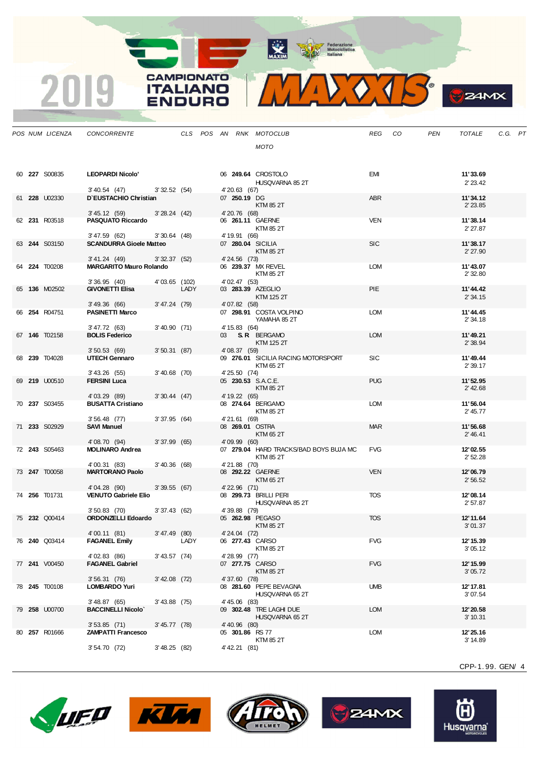| POS | NUM | LICENZA | CONCORRENTE | CLS | POS | AN | RNK | MOTOCLUB / MOTO | REG | CO | PEN | TOTALE | C.G. | PT |
|---|---|---|---|---|---|---|---|---|---|---|---|---|---|---|
| 60 | **227** | S00835 | **LEOPARDI Nicolo'** | | | 06 | **249.64** | CROSTOLO / HUSQVARNA 85 2T | EMI | | | **11'33.69** / 2'23.42 | | |
| | | | 3'40.54 (47) | 3'32.52 (54) | | 4'20.63 (67) | | | | | | | | |
| 61 | **228** | U02330 | **D`EUSTACHIO Christian** | | | 07 | **250.19** | DG / KTM 85 2T | ABR | | | **11'34.12** / 2'23.85 | | |
| | | | 3'45.12 (59) | 3'28.24 (42) | | 4'20.76 (68) | | | | | | | | |
| 62 | **231** | R03518 | **PASQUATO Riccardo** | | | 06 | **261.11** | GAERNE / KTM 85 2T | VEN | | | **11'38.14** / 2'27.87 | | |
| | | | 3'47.59 (62) | 3'30.64 (48) | | 4'19.91 (66) | | | | | | | | |
| 63 | **244** | S03150 | **SCANDURRA Gioele Matteo** | | | 07 | **280.04** | SICILIA / KTM 85 2T | SIC | | | **11'38.17** / 2'27.90 | | |
| | | | 3'41.24 (49) | 3'32.37 (52) | | 4'24.56 (73) | | | | | | | | |
| 64 | **224** | T00208 | **MARGARITO Mauro Rolando** | | | 06 | **239.37** | MX REVEL / KTM 85 2T | LOM | | | **11'43.07** / 2'32.80 | | |
| | | | 3'36.95 (40) | 4'03.65 (102) | | 4'02.47 (53) | | | | | | | | |
| 65 | **136** | M02502 | **GIVONETTI Elisa** | LADY | | 03 | **283.39** | AZEGLIO / KTM 125 2T | PIE | | | **11'44.42** / 2'34.15 | | |
| | | | 3'49.36 (66) | 3'47.24 (79) | | 4'07.82 (58) | | | | | | | | |
| 66 | **254** | R04751 | **PASINETTI Marco** | | | 07 | **298.91** | COSTA VOLPINO / YAMAHA 85 2T | LOM | | | **11'44.45** / 2'34.18 | | |
| | | | 3'47.72 (63) | 3'40.90 (71) | | 4'15.83 (64) | | | | | | | | |
| 67 | **146** | T02158 | **BOLIS Federico** | | | 03 | **S.R** | BERGAMO / KTM 125 2T | LOM | | | **11'49.21** / 2'38.94 | | |
| | | | 3'50.53 (69) | 3'50.31 (87) | | 4'08.37 (59) | | | | | | | | |
| 68 | **239** | T04028 | **UTECH Gennaro** | | | 09 | **276.01** | SICILIA RACING MOTORSPORT / KTM 65 2T | SIC | | | **11'49.44** / 2'39.17 | | |
| | | | 3'43.26 (55) | 3'40.68 (70) | | 4'25.50 (74) | | | | | | | | |
| 69 | **219** | U00510 | **FERSINI Luca** | | | 05 | **230.53** | S.A.C.E. / KTM 85 2T | PUG | | | **11'52.95** / 2'42.68 | | |
| | | | 4'03.29 (89) | 3'30.44 (47) | | 4'19.22 (65) | | | | | | | | |
| 70 | **237** | S03455 | **BUSATTA Cristiano** | | | 08 | **274.64** | BERGAMO / KTM 85 2T | LOM | | | **11'56.04** / 2'45.77 | | |
| | | | 3'56.48 (77) | 3'37.95 (64) | | 4'21.61 (69) | | | | | | | | |
| 71 | **233** | S02929 | **SAVI Manuel** | | | 08 | **269.01** | OSTRA / KTM 65 2T | MAR | | | **11'56.68** / 2'46.41 | | |
| | | | 4'08.70 (94) | 3'37.99 (65) | | 4'09.99 (60) | | | | | | | | |
| 72 | **243** | S05463 | **MOLINARO Andrea** | | | 07 | **279.04** | HARD TRACKS/BAD BOYS BUJA MC / KTM 85 2T | FVG | | | **12'02.55** / 2'52.28 | | |
| | | | 4'00.31 (83) | 3'40.36 (68) | | 4'21.88 (70) | | | | | | | | |
| 73 | **247** | T00058 | **MARTORANO Paolo** | | | 08 | **292.22** | GAERNE / KTM 65 2T | VEN | | | **12'06.79** / 2'56.52 | | |
| | | | 4'04.28 (90) | 3'39.55 (67) | | 4'22.96 (71) | | | | | | | | |
| 74 | **256** | T01731 | **VENUTO Gabriele Elio** | | | 08 | **299.73** | BRILLI PERI / HUSQVARNA 85 2T | TOS | | | **12'08.14** / 2'57.87 | | |
| | | | 3'50.83 (70) | 3'37.43 (62) | | 4'39.88 (79) | | | | | | | | |
| 75 | **232** | Q00414 | **ORDONZELLI Edoardo** | | | 05 | **262.98** | PEGASO / KTM 85 2T | TOS | | | **12'11.64** / 3'01.37 | | |
| | | | 4'00.11 (81) | 3'47.49 (80) | | 4'24.04 (72) | | | | | | | | |
| 76 | **240** | Q03414 | **FAGANEL Emily** | LADY | | 06 | **277.43** | CARSO / KTM 85 2T | FVG | | | **12'15.39** / 3'05.12 | | |
| | | | 4'02.83 (86) | 3'43.57 (74) | | 4'28.99 (77) | | | | | | | | |
| 77 | **241** | V00450 | **FAGANEL Gabriel** | | | 07 | **277.75** | CARSO / KTM 85 2T | FVG | | | **12'15.99** / 3'05.72 | | |
| | | | 3'56.31 (76) | 3'42.08 (72) | | 4'37.60 (78) | | | | | | | | |
| 78 | **245** | T00108 | **LOMBARDO Yuri** | | | 08 | **281.60** | PEPE BEVAGNA / HUSQVARNA 65 2T | UMB | | | **12'17.81** / 3'07.54 | | |
| | | | 3'48.87 (65) | 3'43.88 (75) | | 4'45.06 (83) | | | | | | | | |
| 79 | **258** | U00700 | **BACCINELLI Nicolo`** | | | 09 | **302.48** | TRE LAGHI DUE / HUSQVARNA 65 2T | LOM | | | **12'20.58** / 3'10.31 | | |
| | | | 3'53.85 (71) | 3'45.77 (78) | | 4'40.96 (80) | | | | | | | | |
| 80 | **257** | R01666 | **ZAMPATTI Francesco** | | | 05 | **301.86** | RS 77 / KTM 85 2T | LOM | | | **12'25.16** / 3'14.89 | | |
| | | | 3'54.70 (72) | 3'48.25 (82) | | 4'42.21 (81) | | | | | | | | |

CPP-1.99. GEN/ 4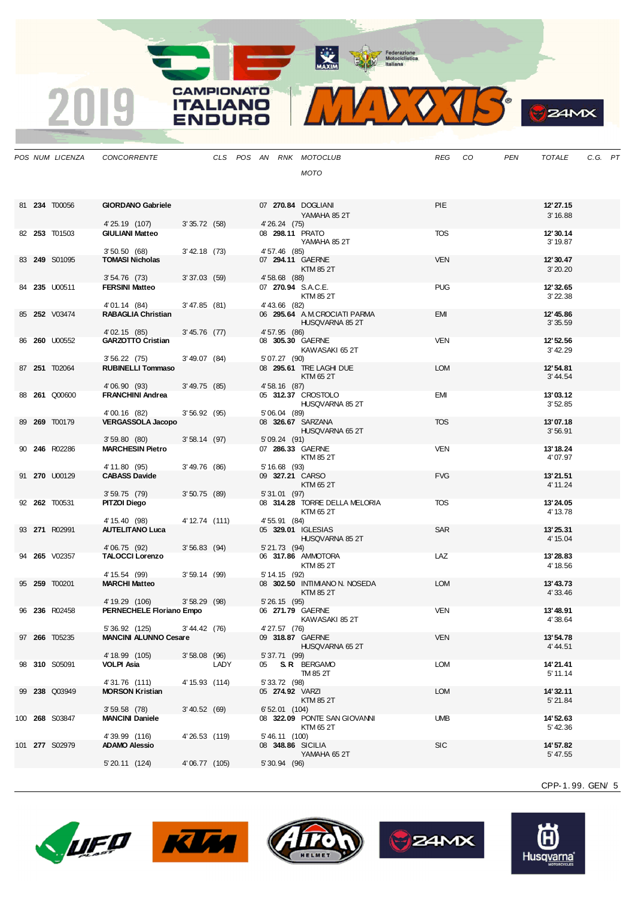| POS | NUM | LICENZA | CONCORRENTE | CLS | POS | AN | RNK | MOTOCLUB / MOTO | REG | CO | PEN | TOTALE | C.G. | PT |
|---|---|---|---|---|---|---|---|---|---|---|---|---|---|---|
| 81 | **234** | T00056 | **GIORDANO Gabriele** | | | 07 | **270.84** | DOGLIANI / YAMAHA 85 2T | PIE | | | **12'27.15** / 3'16.88 | | |
| | | | 4'25.19 (107) | 3'35.72 (58) | | 4'26.24 (75) | | | | | | | | |
| 82 | **253** | T01503 | **GIULIANI Matteo** | | | 08 | **298.11** | PRATO / YAMAHA 85 2T | TOS | | | **12'30.14** / 3'19.87 | | |
| | | | 3'50.50 (68) | 3'42.18 (73) | | 4'57.46 (85) | | | | | | | | |
| 83 | **249** | S01095 | **TOMASI Nicholas** | | | 07 | **294.11** | GAERNE / KTM 85 2T | VEN | | | **12'30.47** / 3'20.20 | | |
| | | | 3'54.76 (73) | 3'37.03 (59) | | 4'58.68 (88) | | | | | | | | |
| 84 | **235** | U00511 | **FERSINI Matteo** | | | 07 | **270.94** | S.A.C.E. / KTM 85 2T | PUG | | | **12'32.65** / 3'22.38 | | |
| | | | 4'01.14 (84) | 3'47.85 (81) | | 4'43.66 (82) | | | | | | | | |
| 85 | **252** | V03474 | **RABAGLIA Christian** | | | 06 | **295.64** | A.M.CROCIATI PARMA / HUSQVARNA 85 2T | EMI | | | **12'45.86** / 3'35.59 | | |
| | | | 4'02.15 (85) | 3'45.76 (77) | | 4'57.95 (86) | | | | | | | | |
| 86 | **260** | U00552 | **GARZOTTO Cristian** | | | 08 | **305.30** | GAERNE / KAWASAKI 65 2T | VEN | | | **12'52.56** / 3'42.29 | | |
| | | | 3'56.22 (75) | 3'49.07 (84) | | 5'07.27 (90) | | | | | | | | |
| 87 | **251** | T02064 | **RUBINELLI Tommaso** | | | 08 | **295.61** | TRE LAGHI DUE / KTM 65 2T | LOM | | | **12'54.81** / 3'44.54 | | |
| | | | 4'06.90 (93) | 3'49.75 (85) | | 4'58.16 (87) | | | | | | | | |
| 88 | **261** | Q00600 | **FRANCHINI Andrea** | | | 05 | **312.37** | CROSTOLO / HUSQVARNA 85 2T | EMI | | | **13'03.12** / 3'52.85 | | |
| | | | 4'00.16 (82) | 3'56.92 (95) | | 5'06.04 (89) | | | | | | | | |
| 89 | **269** | T00179 | **VERGASSOLA Jacopo** | | | 08 | **326.67** | SARZANA / HUSQVARNA 65 2T | TOS | | | **13'07.18** / 3'56.91 | | |
| | | | 3'59.80 (80) | 3'58.14 (97) | | 5'09.24 (91) | | | | | | | | |
| 90 | **246** | R02286 | **MARCHESIN Pietro** | | | 07 | **286.33** | GAERNE / KTM 85 2T | VEN | | | **13'18.24** / 4'07.97 | | |
| | | | 4'11.80 (95) | 3'49.76 (86) | | 5'16.68 (93) | | | | | | | | |
| 91 | **270** | U00129 | **CABASS Davide** | | | 09 | **327.21** | CARSO / KTM 65 2T | FVG | | | **13'21.51** / 4'11.24 | | |
| | | | 3'59.75 (79) | 3'50.75 (89) | | 5'31.01 (97) | | | | | | | | |
| 92 | **262** | T00531 | **PITZOI Diego** | | | 08 | **314.28** | TORRE DELLA MELORIA / KTM 65 2T | TOS | | | **13'24.05** / 4'13.78 | | |
| | | | 4'15.40 (98) | 4'12.74 (111) | | 4'55.91 (84) | | | | | | | | |
| 93 | **271** | R02991 | **AUTELITANO Luca** | | | 05 | **329.01** | IGLESIAS / HUSQVARNA 85 2T | SAR | | | **13'25.31** / 4'15.04 | | |
| | | | 4'06.75 (92) | 3'56.83 (94) | | 5'21.73 (94) | | | | | | | | |
| 94 | **265** | V02357 | **TALOCCI Lorenzo** | | | 06 | **317.86** | AMMOTORA / KTM 85 2T | LAZ | | | **13'28.83** / 4'18.56 | | |
| | | | 4'15.54 (99) | 3'59.14 (99) | | 5'14.15 (92) | | | | | | | | |
| 95 | **259** | T00201 | **MARCHI Matteo** | | | 08 | **302.50** | INTIMIANO N. NOSEDA / KTM 85 2T | LOM | | | **13'43.73** / 4'33.46 | | |
| | | | 4'19.29 (106) | 3'58.29 (98) | | 5'26.15 (95) | | | | | | | | |
| 96 | **236** | R02458 | **PERNECHELE Floriano Empo** | | | 06 | **271.79** | GAERNE / KAWASAKI 85 2T | VEN | | | **13'48.91** / 4'38.64 | | |
| | | | 5'36.92 (125) | 3'44.42 (76) | | 4'27.57 (76) | | | | | | | | |
| 97 | **266** | T05235 | **MANCINI ALUNNO Cesare** | | | 09 | **318.87** | GAERNE / HUSQVARNA 65 2T | VEN | | | **13'54.78** / 4'44.51 | | |
| | | | 4'18.99 (105) | 3'58.08 (96) | | 5'37.71 (99) | | | | | | | | |
| 98 | **310** | S05091 | **VOLPI Asia** | LADY | | 05 | **S.R** | BERGAMO / TM 85 2T | LOM | | | **14'21.41** / 5'11.14 | | |
| | | | 4'31.76 (111) | 4'15.93 (114) | | 5'33.72 (98) | | | | | | | | |
| 99 | **238** | Q03949 | **MORSON Kristian** | | | 05 | **274.92** | VARZI / KTM 85 2T | LOM | | | **14'32.11** / 5'21.84 | | |
| | | | 3'59.58 (78) | 3'40.52 (69) | | 6'52.01 (104) | | | | | | | | |
| 100 | **268** | S03847 | **MANCINI Daniele** | | | 08 | **322.09** | PONTE SAN GIOVANNI / KTM 65 2T | UMB | | | **14'52.63** / 5'42.36 | | |
| | | | 4'39.99 (116) | 4'26.53 (119) | | 5'46.11 (100) | | | | | | | | |
| 101 | **277** | S02979 | **ADAMO Alessio** | | | 08 | **348.86** | SICILIA / YAMAHA 65 2T | SIC | | | **14'57.82** / 5'47.55 | | |
| | | | 5'20.11 (124) | 4'06.77 (105) | | 5'30.94 (96) | | | | | | | | |

CPP-1.99. GEN/ 5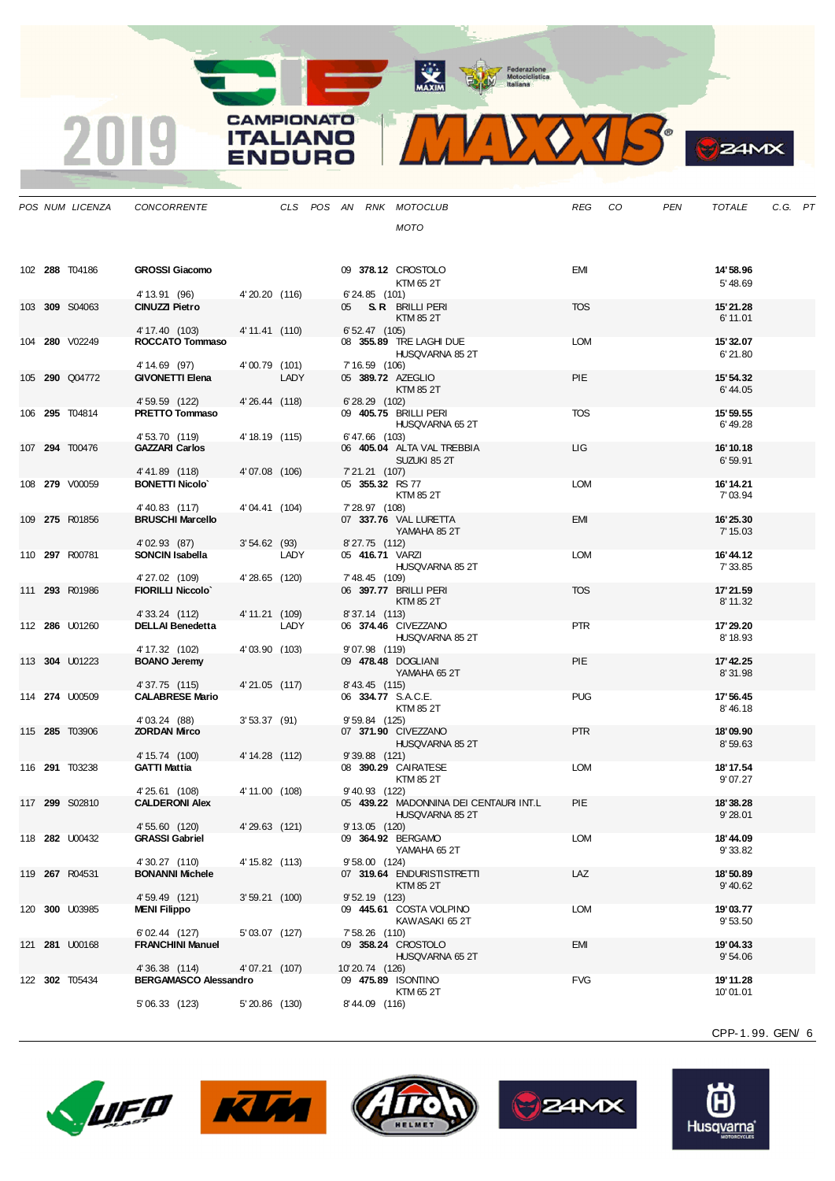| POS | NUM | LICENZA | CONCORRENTE | CLS | POS | AN | RNK | MOTOCLUB / MOTO | REG | CO | PEN | TOTALE | C.G. | PT |
|---|---|---|---|---|---|---|---|---|---|---|---|---|---|---|
| 102 | **288** | T04186 | **GROSSI Giacomo** | | | 09 | **378.12** | CROSTOLO / KTM 65 2T | EMI | | | **14'58.96** / 5'48.69 | | |
| | | | 4'13.91 (96) 4'20.20 (116) | | | | | 6'24.85 (101) | | | | | | |
| 103 | **309** | S04063 | **CINUZZI Pietro** | | | 05 | **S.R** | BRILLI PERI / KTM 85 2T | TOS | | | **15'21.28** / 6'11.01 | | |
| | | | 4'17.40 (103) 4'11.41 (110) | | | | | 6'52.47 (105) | | | | | | |
| 104 | **280** | V02249 | **ROCCATO Tommaso** | | | 08 | **355.89** | TRE LAGHI DUE / HUSQVARNA 85 2T | LOM | | | **15'32.07** / 6'21.80 | | |
| | | | 4'14.69 (97) 4'00.79 (101) | | | | | 7'16.59 (106) | | | | | | |
| 105 | **290** | Q04772 | **GIVONETTI Elena** | LADY | | 05 | **389.72** | AZEGLIO / KTM 85 2T | PIE | | | **15'54.32** / 6'44.05 | | |
| | | | 4'59.59 (122) 4'26.44 (118) | | | | | 6'28.29 (102) | | | | | | |
| 106 | **295** | T04814 | **PRETTO Tommaso** | | | 09 | **405.75** | BRILLI PERI / HUSQVARNA 65 2T | TOS | | | **15'59.55** / 6'49.28 | | |
| | | | 4'53.70 (119) 4'18.19 (115) | | | | | 6'47.66 (103) | | | | | | |
| 107 | **294** | T00476 | **GAZZARI Carlos** | | | 06 | **405.04** | ALTA VAL TREBBIA / SUZUKI 85 2T | LIG | | | **16'10.18** / 6'59.91 | | |
| | | | 4'41.89 (118) 4'07.08 (106) | | | | | 7'21.21 (107) | | | | | | |
| 108 | **279** | V00059 | **BONETTI Nicolo`** | | | 05 | **355.32** | RS 77 / KTM 85 2T | LOM | | | **16'14.21** / 7'03.94 | | |
| | | | 4'40.83 (117) 4'04.41 (104) | | | | | 7'28.97 (108) | | | | | | |
| 109 | **275** | R01856 | **BRUSCHI Marcello** | | | 07 | **337.76** | VAL LURETTA / YAMAHA 85 2T | EMI | | | **16'25.30** / 7'15.03 | | |
| | | | 4'02.93 (87) 3'54.62 (93) | | | | | 8'27.75 (112) | | | | | | |
| 110 | **297** | R00781 | **SONCIN Isabella** | LADY | | 05 | **416.71** | VARZI / HUSQVARNA 85 2T | LOM | | | **16'44.12** / 7'33.85 | | |
| | | | 4'27.02 (109) 4'28.65 (120) | | | | | 7'48.45 (109) | | | | | | |
| 111 | **293** | R01986 | **FIORILLI Niccolo`** | | | 06 | **397.77** | BRILLI PERI / KTM 85 2T | TOS | | | **17'21.59** / 8'11.32 | | |
| | | | 4'33.24 (112) 4'11.21 (109) | | | | | 8'37.14 (113) | | | | | | |
| 112 | **286** | U01260 | **DELLAI Benedetta** | LADY | | 06 | **374.46** | CIVEZZANO / HUSQVARNA 85 2T | PTR | | | **17'29.20** / 8'18.93 | | |
| | | | 4'17.32 (102) 4'03.90 (103) | | | | | 9'07.98 (119) | | | | | | |
| 113 | **304** | U01223 | **BOANO Jeremy** | | | 09 | **478.48** | DOGLIANI / YAMAHA 65 2T | PIE | | | **17'42.25** / 8'31.98 | | |
| | | | 4'37.75 (115) 4'21.05 (117) | | | | | 8'43.45 (115) | | | | | | |
| 114 | **274** | U00509 | **CALABRESE Mario** | | | 06 | **334.77** | S.A.C.E. / KTM 85 2T | PUG | | | **17'56.45** / 8'46.18 | | |
| | | | 4'03.24 (88) 3'53.37 (91) | | | | | 9'59.84 (125) | | | | | | |
| 115 | **285** | T03906 | **ZORDAN Mirco** | | | 07 | **371.90** | CIVEZZANO / HUSQVARNA 85 2T | PTR | | | **18'09.90** / 8'59.63 | | |
| | | | 4'15.74 (100) 4'14.28 (112) | | | | | 9'39.88 (121) | | | | | | |
| 116 | **291** | T03238 | **GATTI Mattia** | | | 08 | **390.29** | CAIRATESE / KTM 85 2T | LOM | | | **18'17.54** / 9'07.27 | | |
| | | | 4'25.61 (108) 4'11.00 (108) | | | | | 9'40.93 (122) | | | | | | |
| 117 | **299** | S02810 | **CALDERONI Alex** | | | 05 | **439.22** | MADONNINA DEI CENTAURI INT.L / HUSQVARNA 85 2T | PIE | | | **18'38.28** / 9'28.01 | | |
| | | | 4'55.60 (120) 4'29.63 (121) | | | | | 9'13.05 (120) | | | | | | |
| 118 | **282** | U00432 | **GRASSI Gabriel** | | | 09 | **364.92** | BERGAMO / YAMAHA 65 2T | LOM | | | **18'44.09** / 9'33.82 | | |
| | | | 4'30.27 (110) 4'15.82 (113) | | | | | 9'58.00 (124) | | | | | | |
| 119 | **267** | R04531 | **BONANNI Michele** | | | 07 | **319.64** | ENDURISTISTRETTI / KTM 85 2T | LAZ | | | **18'50.89** / 9'40.62 | | |
| | | | 4'59.49 (121) 3'59.21 (100) | | | | | 9'52.19 (123) | | | | | | |
| 120 | **300** | U03985 | **MENI Filippo** | | | 09 | **445.61** | COSTA VOLPINO / KAWASAKI 65 2T | LOM | | | **19'03.77** / 9'53.50 | | |
| | | | 6'02.44 (127) 5'03.07 (127) | | | | | 7'58.26 (110) | | | | | | |
| 121 | **281** | U00168 | **FRANCHINI Manuel** | | | 09 | **358.24** | CROSTOLO / HUSQVARNA 65 2T | EMI | | | **19'04.33** / 9'54.06 | | |
| | | | 4'36.38 (114) 4'07.21 (107) | | | | | 10'20.74 (126) | | | | | | |
| 122 | **302** | T05434 | **BERGAMASCO Alessandro** | | | 09 | **475.89** | ISONTINO / KTM 65 2T | FVG | | | **19'11.28** / 10'01.01 | | |
| | | | 5'06.33 (123) 5'20.86 (130) | | | | | 8'44.09 (116) | | | | | | |

CPP-1.99. GEN/ 6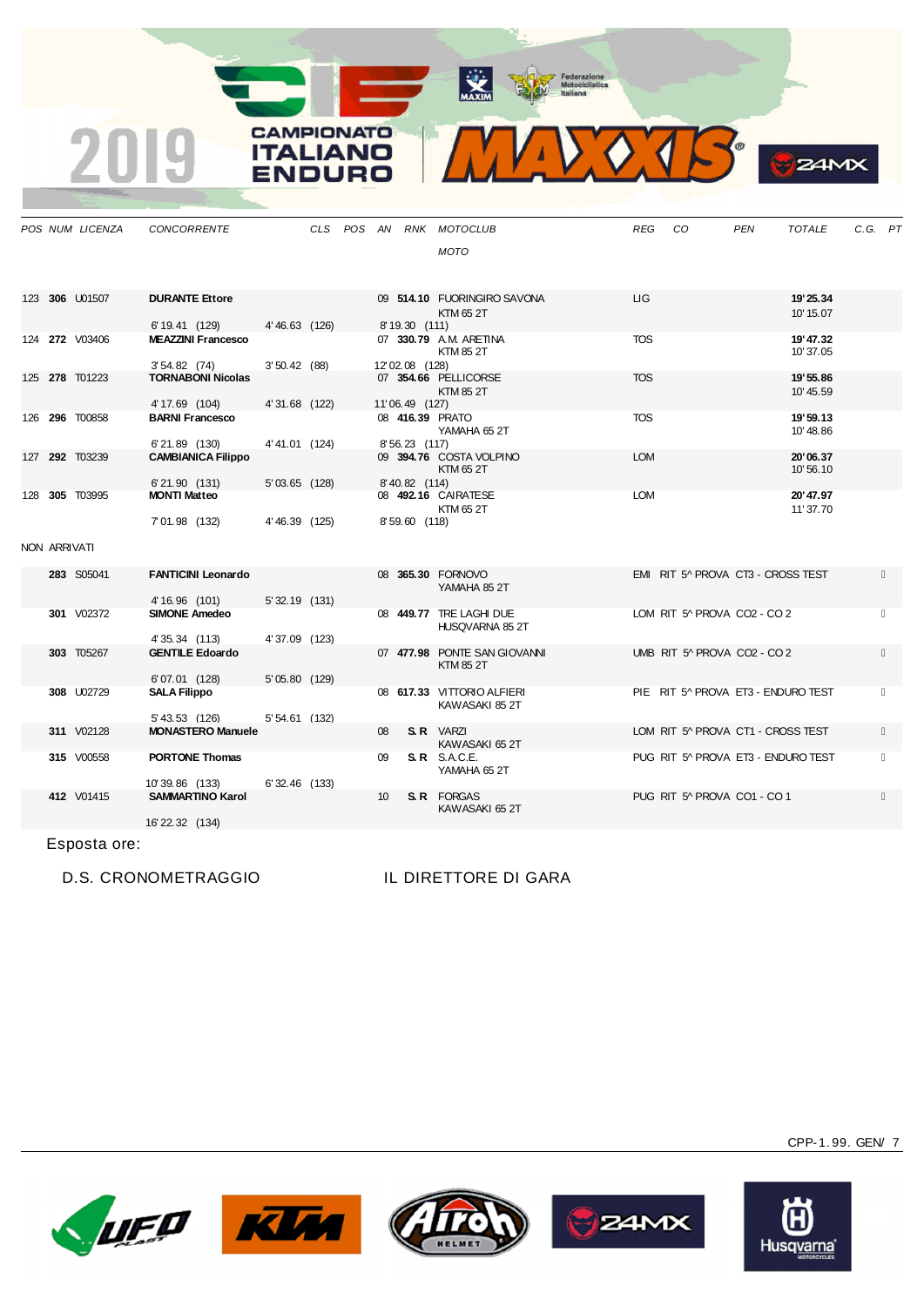# 2019 CAMPIONATO ITALIANO ENDURO

| POS | NUM | LICENZA | CONCORRENTE | CLS | POS | AN | RNK | MOTOCLUB / MOTO | REG | CO | PEN | TOTALE | C.G. | PT |
|---|---|---|---|---|---|---|---|---|---|---|---|---|---|---|
| 123 | **306** | U01507 | **DURANTE Ettore** | | | 09 | **514.10** | FUORINGIRO SAVONA / KTM 65 2T | LIG | | | **19' 25.34** / 10' 15.07 | | |
| | | | 6' 19.41 (129) · 4' 46.63 (126) · 8' 19.30 (111) | | | | | | | | | | | |
| 124 | **272** | V03406 | **MEAZZINI Francesco** | | | 07 | **330.79** | A.M. ARETINA / KTM 85 2T | TOS | | | **19' 47.32** / 10' 37.05 | | |
| | | | 3' 54.82 (74) · 3' 50.42 (88) · 12' 02.08 (128) | | | | | | | | | | | |
| 125 | **278** | T01223 | **TORNABONI Nicolas** | | | 07 | **354.66** | PELLICORSE / KTM 85 2T | TOS | | | **19' 55.86** / 10' 45.59 | | |
| | | | 4' 17.69 (104) · 4' 31.68 (122) · 11' 06.49 (127) | | | | | | | | | | | |
| 126 | **296** | T00858 | **BARNI Francesco** | | | 08 | **416.39** | PRATO / YAMAHA 65 2T | TOS | | | **19' 59.13** / 10' 48.86 | | |
| | | | 6' 21.89 (130) · 4' 41.01 (124) · 8' 56.23 (117) | | | | | | | | | | | |
| 127 | **292** | T03239 | **CAMBIANICA Filippo** | | | 09 | **394.76** | COSTA VOLPINO / KTM 65 2T | LOM | | | **20' 06.37** / 10' 56.10 | | |
| | | | 6' 21.90 (131) · 5' 03.65 (128) · 8' 40.82 (114) | | | | | | | | | | | |
| 128 | **305** | T03995 | **MONTI Matteo** | | | 08 | **492.16** | CAIRATESE / KTM 65 2T | LOM | | | **20' 47.97** / 11' 37.70 | | |
| | | | 7' 01.98 (132) · 4' 46.39 (125) · 8' 59.60 (118) | | | | | | | | | | | |

NON ARRIVATI

| NUM | LICENZA | CONCORRENTE | AN | RNK | MOTOCLUB / MOTO | REG | NOTE |
|---|---|---|---|---|---|---|---|
| **283** | S05041 | **FANTICINI Leonardo** | 08 | **365.30** | FORNOVO / YAMAHA 85 2T | EMI | RIT 5^ PROVA CT3 - CROSS TEST |
| | | 4' 16.96 (101) · 5' 32.19 (131) | | | | | |
| **301** | V02372 | **SIMONE Amedeo** | 08 | **449.77** | TRE LAGHI DUE / HUSQVARNA 85 2T | LOM | RIT 5^ PROVA CO2 - CO 2 |
| | | 4' 35.34 (113) · 4' 37.09 (123) | | | | | |
| **303** | T05267 | **GENTILE Edoardo** | 07 | **477.98** | PONTE SAN GIOVANNI / KTM 85 2T | UMB | RIT 5^ PROVA CO2 - CO 2 |
| | | 6' 07.01 (128) · 5' 05.80 (129) | | | | | |
| **308** | U02729 | **SALA Filippo** | 08 | **617.33** | VITTORIO ALFIERI / KAWASAKI 85 2T | PIE | RIT 5^ PROVA ET3 - ENDURO TEST |
| | | 5' 43.53 (126) · 5' 54.61 (132) | | | | | |
| **311** | V02128 | **MONASTERO Manuele** | 08 | **S.R** | VARZI / KAWASAKI 65 2T | LOM | RIT 5^ PROVA CT1 - CROSS TEST |
| **315** | V00558 | **PORTONE Thomas** | 09 | **S.R** | S.A.C.E. / YAMAHA 65 2T | PUG | RIT 5^ PROVA ET3 - ENDURO TEST |
| | | 10' 39.86 (133) · 6' 32.46 (133) | | | | | |
| **412** | V01415 | **SAMMARTINO Karol** | 10 | **S.R** | FORGAS / KAWASAKI 65 2T | PUG | RIT 5^ PROVA CO1 - CO 1 |
| | | 16' 22.32 (134) | | | | | |

Esposta ore:

D.S. CRONOMETRAGGIO

IL DIRETTORE DI GARA

CPP-1.99. GEN/ 7